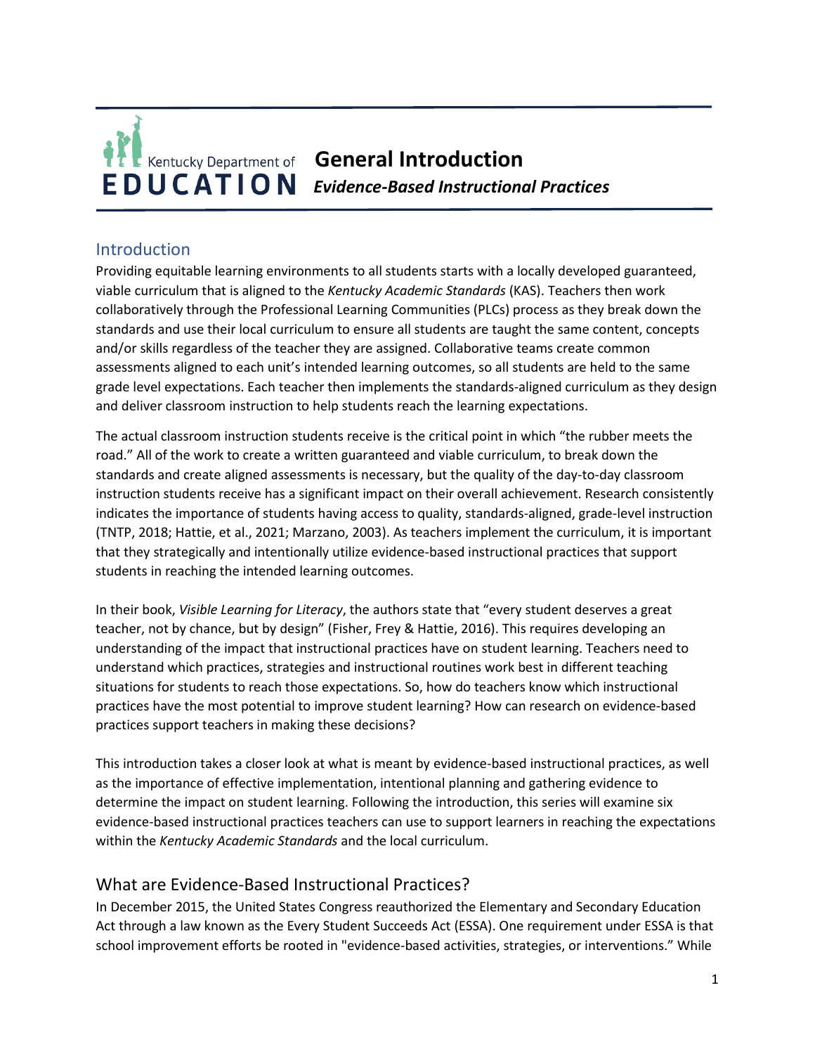Kentucky Department of EDUCATION

# General Introduction

***Evidence-Based Instructional Practices***

## Introduction

Providing equitable learning environments to all students starts with a locally developed guaranteed, viable curriculum that is aligned to the *Kentucky Academic Standards* (KAS). Teachers then work collaboratively through the Professional Learning Communities (PLCs) process as they break down the standards and use their local curriculum to ensure all students are taught the same content, concepts and/or skills regardless of the teacher they are assigned. Collaborative teams create common assessments aligned to each unit's intended learning outcomes, so all students are held to the same grade level expectations. Each teacher then implements the standards-aligned curriculum as they design and deliver classroom instruction to help students reach the learning expectations.

The actual classroom instruction students receive is the critical point in which "the rubber meets the road." All of the work to create a written guaranteed and viable curriculum, to break down the standards and create aligned assessments is necessary, but the quality of the day-to-day classroom instruction students receive has a significant impact on their overall achievement. Research consistently indicates the importance of students having access to quality, standards-aligned, grade-level instruction (TNTP, 2018; Hattie, et al., 2021; Marzano, 2003). As teachers implement the curriculum, it is important that they strategically and intentionally utilize evidence-based instructional practices that support students in reaching the intended learning outcomes.

In their book, *Visible Learning for Literacy*, the authors state that "every student deserves a great teacher, not by chance, but by design" (Fisher, Frey & Hattie, 2016). This requires developing an understanding of the impact that instructional practices have on student learning. Teachers need to understand which practices, strategies and instructional routines work best in different teaching situations for students to reach those expectations. So, how do teachers know which instructional practices have the most potential to improve student learning? How can research on evidence-based practices support teachers in making these decisions?

This introduction takes a closer look at what is meant by evidence-based instructional practices, as well as the importance of effective implementation, intentional planning and gathering evidence to determine the impact on student learning. Following the introduction, this series will examine six evidence-based instructional practices teachers can use to support learners in reaching the expectations within the *Kentucky Academic Standards* and the local curriculum.

## What are Evidence-Based Instructional Practices?

In December 2015, the United States Congress reauthorized the Elementary and Secondary Education Act through a law known as the Every Student Succeeds Act (ESSA). One requirement under ESSA is that school improvement efforts be rooted in "evidence-based activities, strategies, or interventions." While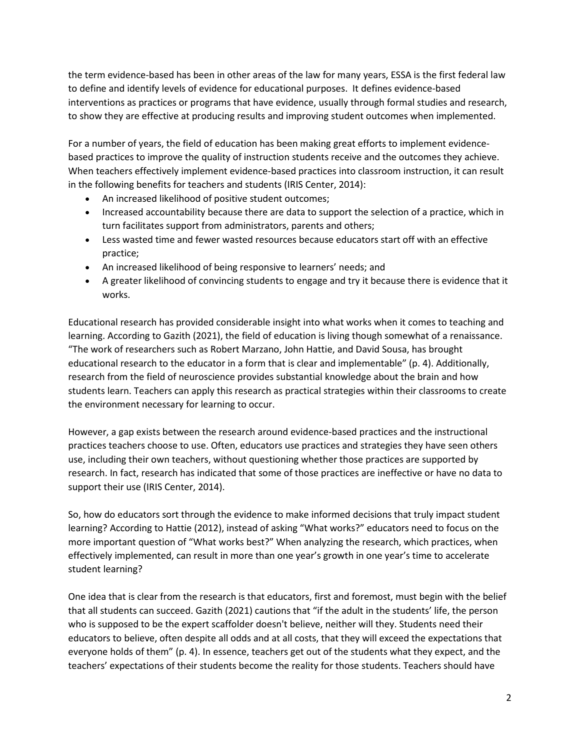the term evidence-based has been in other areas of the law for many years, ESSA is the first federal law to define and identify levels of evidence for educational purposes. It defines evidence-based interventions as practices or programs that have evidence, usually through formal studies and research, to show they are effective at producing results and improving student outcomes when implemented.

For a number of years, the field of education has been making great efforts to implement evidence-based practices to improve the quality of instruction students receive and the outcomes they achieve. When teachers effectively implement evidence-based practices into classroom instruction, it can result in the following benefits for teachers and students (IRIS Center, 2014):

- An increased likelihood of positive student outcomes;
- Increased accountability because there are data to support the selection of a practice, which in turn facilitates support from administrators, parents and others;
- Less wasted time and fewer wasted resources because educators start off with an effective practice;
- An increased likelihood of being responsive to learners' needs; and
- A greater likelihood of convincing students to engage and try it because there is evidence that it works.

Educational research has provided considerable insight into what works when it comes to teaching and learning. According to Gazith (2021), the field of education is living though somewhat of a renaissance. "The work of researchers such as Robert Marzano, John Hattie, and David Sousa, has brought educational research to the educator in a form that is clear and implementable" (p. 4). Additionally, research from the field of neuroscience provides substantial knowledge about the brain and how students learn. Teachers can apply this research as practical strategies within their classrooms to create the environment necessary for learning to occur.

However, a gap exists between the research around evidence-based practices and the instructional practices teachers choose to use. Often, educators use practices and strategies they have seen others use, including their own teachers, without questioning whether those practices are supported by research. In fact, research has indicated that some of those practices are ineffective or have no data to support their use (IRIS Center, 2014).

So, how do educators sort through the evidence to make informed decisions that truly impact student learning? According to Hattie (2012), instead of asking "What works?" educators need to focus on the more important question of "What works best?" When analyzing the research, which practices, when effectively implemented, can result in more than one year's growth in one year's time to accelerate student learning?

One idea that is clear from the research is that educators, first and foremost, must begin with the belief that all students can succeed. Gazith (2021) cautions that "if the adult in the students' life, the person who is supposed to be the expert scaffolder doesn't believe, neither will they. Students need their educators to believe, often despite all odds and at all costs, that they will exceed the expectations that everyone holds of them" (p. 4). In essence, teachers get out of the students what they expect, and the teachers' expectations of their students become the reality for those students. Teachers should have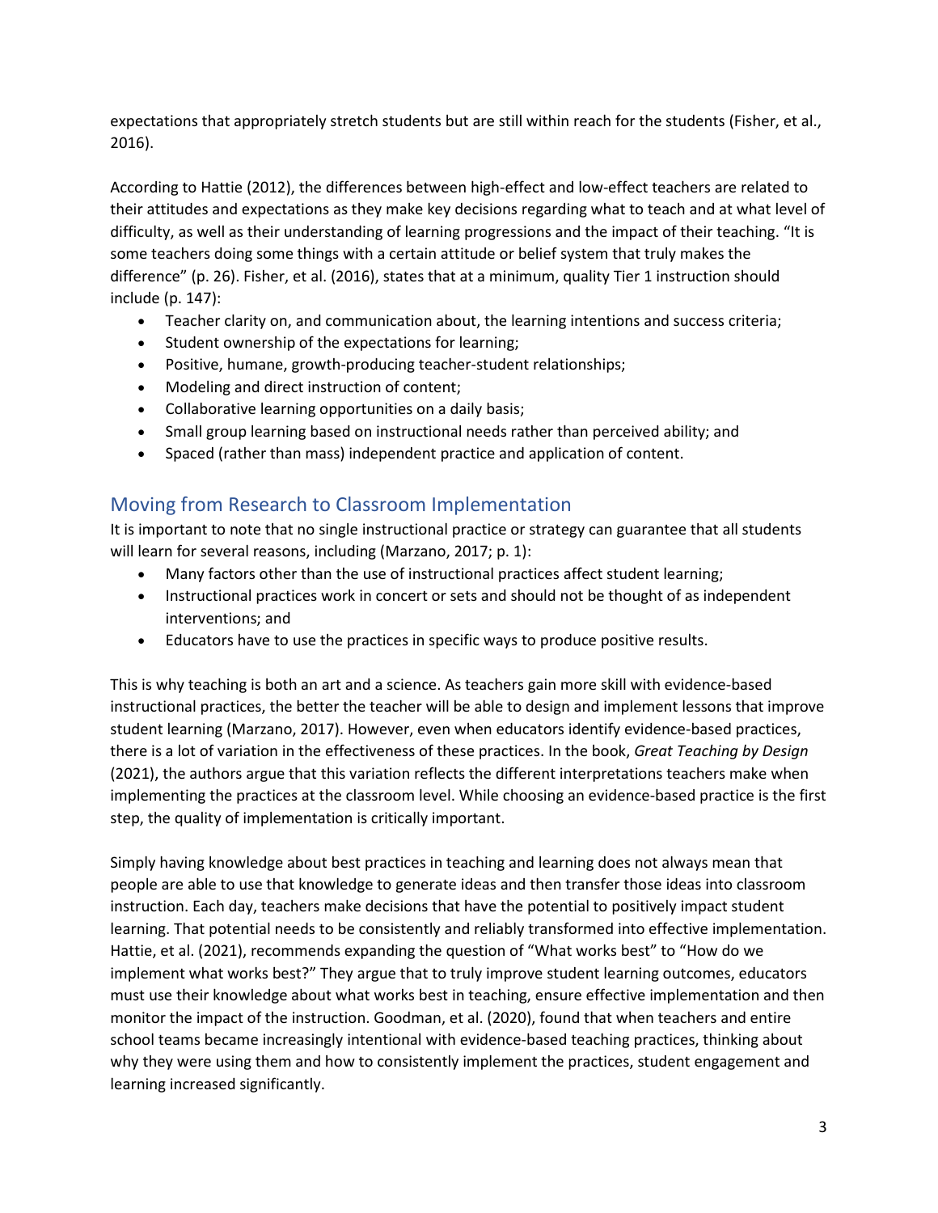expectations that appropriately stretch students but are still within reach for the students (Fisher, et al., 2016).

According to Hattie (2012), the differences between high-effect and low-effect teachers are related to their attitudes and expectations as they make key decisions regarding what to teach and at what level of difficulty, as well as their understanding of learning progressions and the impact of their teaching. "It is some teachers doing some things with a certain attitude or belief system that truly makes the difference" (p. 26). Fisher, et al. (2016), states that at a minimum, quality Tier 1 instruction should include (p. 147):

- Teacher clarity on, and communication about, the learning intentions and success criteria;
- Student ownership of the expectations for learning;
- Positive, humane, growth-producing teacher-student relationships;
- Modeling and direct instruction of content;
- Collaborative learning opportunities on a daily basis;
- Small group learning based on instructional needs rather than perceived ability; and
- Spaced (rather than mass) independent practice and application of content.

## Moving from Research to Classroom Implementation

It is important to note that no single instructional practice or strategy can guarantee that all students will learn for several reasons, including (Marzano, 2017; p. 1):

- Many factors other than the use of instructional practices affect student learning;
- Instructional practices work in concert or sets and should not be thought of as independent interventions; and
- Educators have to use the practices in specific ways to produce positive results.

This is why teaching is both an art and a science. As teachers gain more skill with evidence-based instructional practices, the better the teacher will be able to design and implement lessons that improve student learning (Marzano, 2017). However, even when educators identify evidence-based practices, there is a lot of variation in the effectiveness of these practices. In the book, *Great Teaching by Design* (2021), the authors argue that this variation reflects the different interpretations teachers make when implementing the practices at the classroom level. While choosing an evidence-based practice is the first step, the quality of implementation is critically important.

Simply having knowledge about best practices in teaching and learning does not always mean that people are able to use that knowledge to generate ideas and then transfer those ideas into classroom instruction. Each day, teachers make decisions that have the potential to positively impact student learning. That potential needs to be consistently and reliably transformed into effective implementation. Hattie, et al. (2021), recommends expanding the question of "What works best" to "How do we implement what works best?" They argue that to truly improve student learning outcomes, educators must use their knowledge about what works best in teaching, ensure effective implementation and then monitor the impact of the instruction. Goodman, et al. (2020), found that when teachers and entire school teams became increasingly intentional with evidence-based teaching practices, thinking about why they were using them and how to consistently implement the practices, student engagement and learning increased significantly.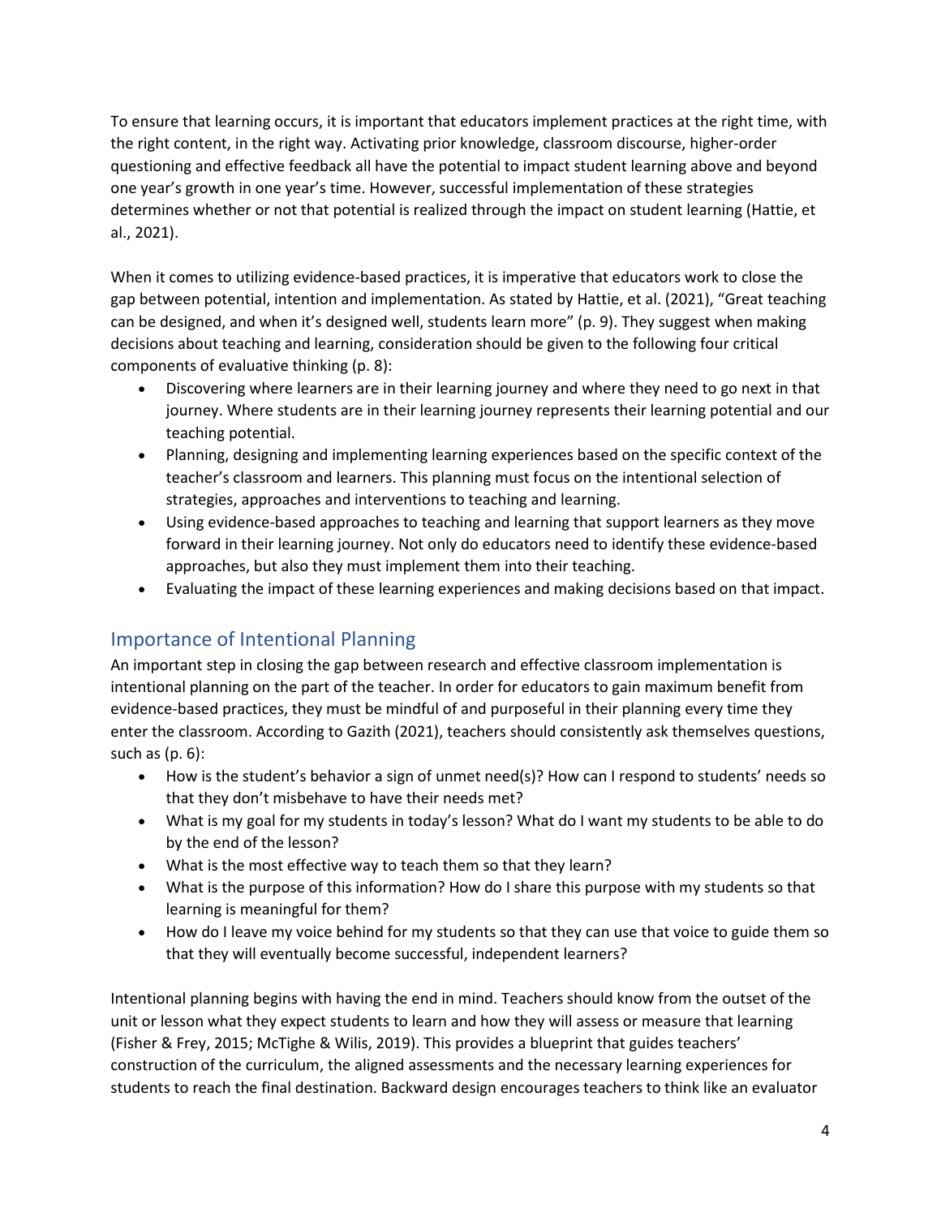To ensure that learning occurs, it is important that educators implement practices at the right time, with the right content, in the right way. Activating prior knowledge, classroom discourse, higher-order questioning and effective feedback all have the potential to impact student learning above and beyond one year's growth in one year's time. However, successful implementation of these strategies determines whether or not that potential is realized through the impact on student learning (Hattie, et al., 2021).

When it comes to utilizing evidence-based practices, it is imperative that educators work to close the gap between potential, intention and implementation. As stated by Hattie, et al. (2021), "Great teaching can be designed, and when it's designed well, students learn more" (p. 9). They suggest when making decisions about teaching and learning, consideration should be given to the following four critical components of evaluative thinking (p. 8):

- Discovering where learners are in their learning journey and where they need to go next in that journey. Where students are in their learning journey represents their learning potential and our teaching potential.
- Planning, designing and implementing learning experiences based on the specific context of the teacher's classroom and learners. This planning must focus on the intentional selection of strategies, approaches and interventions to teaching and learning.
- Using evidence-based approaches to teaching and learning that support learners as they move forward in their learning journey. Not only do educators need to identify these evidence-based approaches, but also they must implement them into their teaching.
- Evaluating the impact of these learning experiences and making decisions based on that impact.

## Importance of Intentional Planning

An important step in closing the gap between research and effective classroom implementation is intentional planning on the part of the teacher. In order for educators to gain maximum benefit from evidence-based practices, they must be mindful of and purposeful in their planning every time they enter the classroom. According to Gazith (2021), teachers should consistently ask themselves questions, such as (p. 6):

- How is the student's behavior a sign of unmet need(s)? How can I respond to students' needs so that they don't misbehave to have their needs met?
- What is my goal for my students in today's lesson? What do I want my students to be able to do by the end of the lesson?
- What is the most effective way to teach them so that they learn?
- What is the purpose of this information? How do I share this purpose with my students so that learning is meaningful for them?
- How do I leave my voice behind for my students so that they can use that voice to guide them so that they will eventually become successful, independent learners?

Intentional planning begins with having the end in mind. Teachers should know from the outset of the unit or lesson what they expect students to learn and how they will assess or measure that learning (Fisher & Frey, 2015; McTighe & Wilis, 2019). This provides a blueprint that guides teachers' construction of the curriculum, the aligned assessments and the necessary learning experiences for students to reach the final destination. Backward design encourages teachers to think like an evaluator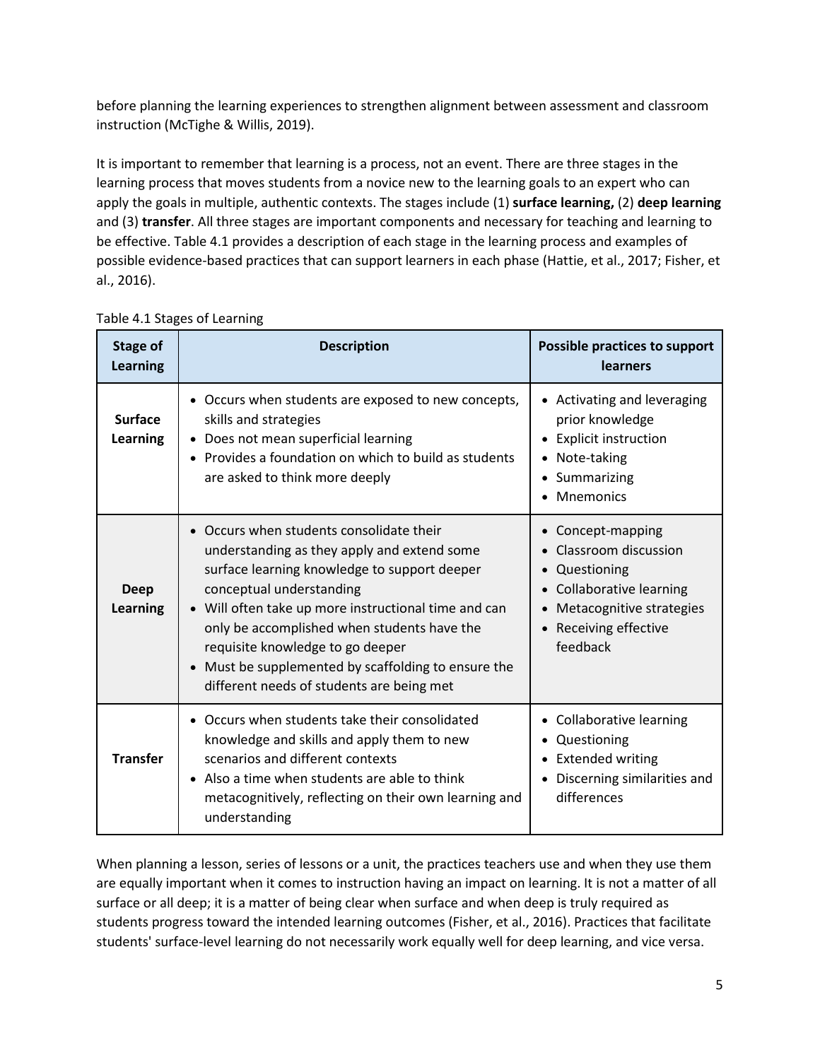before planning the learning experiences to strengthen alignment between assessment and classroom instruction (McTighe & Willis, 2019).

It is important to remember that learning is a process, not an event. There are three stages in the learning process that moves students from a novice new to the learning goals to an expert who can apply the goals in multiple, authentic contexts. The stages include (1) **surface learning,** (2) **deep learning** and (3) **transfer**. All three stages are important components and necessary for teaching and learning to be effective. Table 4.1 provides a description of each stage in the learning process and examples of possible evidence-based practices that can support learners in each phase (Hattie, et al., 2017; Fisher, et al., 2016).

Table 4.1 Stages of Learning

| Stage of Learning | Description | Possible practices to support learners |
|---|---|---|
| **Surface Learning** | • Occurs when students are exposed to new concepts, skills and strategies<br>• Does not mean superficial learning<br>• Provides a foundation on which to build as students are asked to think more deeply | • Activating and leveraging prior knowledge<br>• Explicit instruction<br>• Note-taking<br>• Summarizing<br>• Mnemonics |
| **Deep Learning** | • Occurs when students consolidate their understanding as they apply and extend some surface learning knowledge to support deeper conceptual understanding<br>• Will often take up more instructional time and can only be accomplished when students have the requisite knowledge to go deeper<br>• Must be supplemented by scaffolding to ensure the different needs of students are being met | • Concept-mapping<br>• Classroom discussion<br>• Questioning<br>• Collaborative learning<br>• Metacognitive strategies<br>• Receiving effective feedback |
| **Transfer** | • Occurs when students take their consolidated knowledge and skills and apply them to new scenarios and different contexts<br>• Also a time when students are able to think metacognitively, reflecting on their own learning and understanding | • Collaborative learning<br>• Questioning<br>• Extended writing<br>• Discerning similarities and differences |

When planning a lesson, series of lessons or a unit, the practices teachers use and when they use them are equally important when it comes to instruction having an impact on learning. It is not a matter of all surface or all deep; it is a matter of being clear when surface and when deep is truly required as students progress toward the intended learning outcomes (Fisher, et al., 2016). Practices that facilitate students' surface-level learning do not necessarily work equally well for deep learning, and vice versa.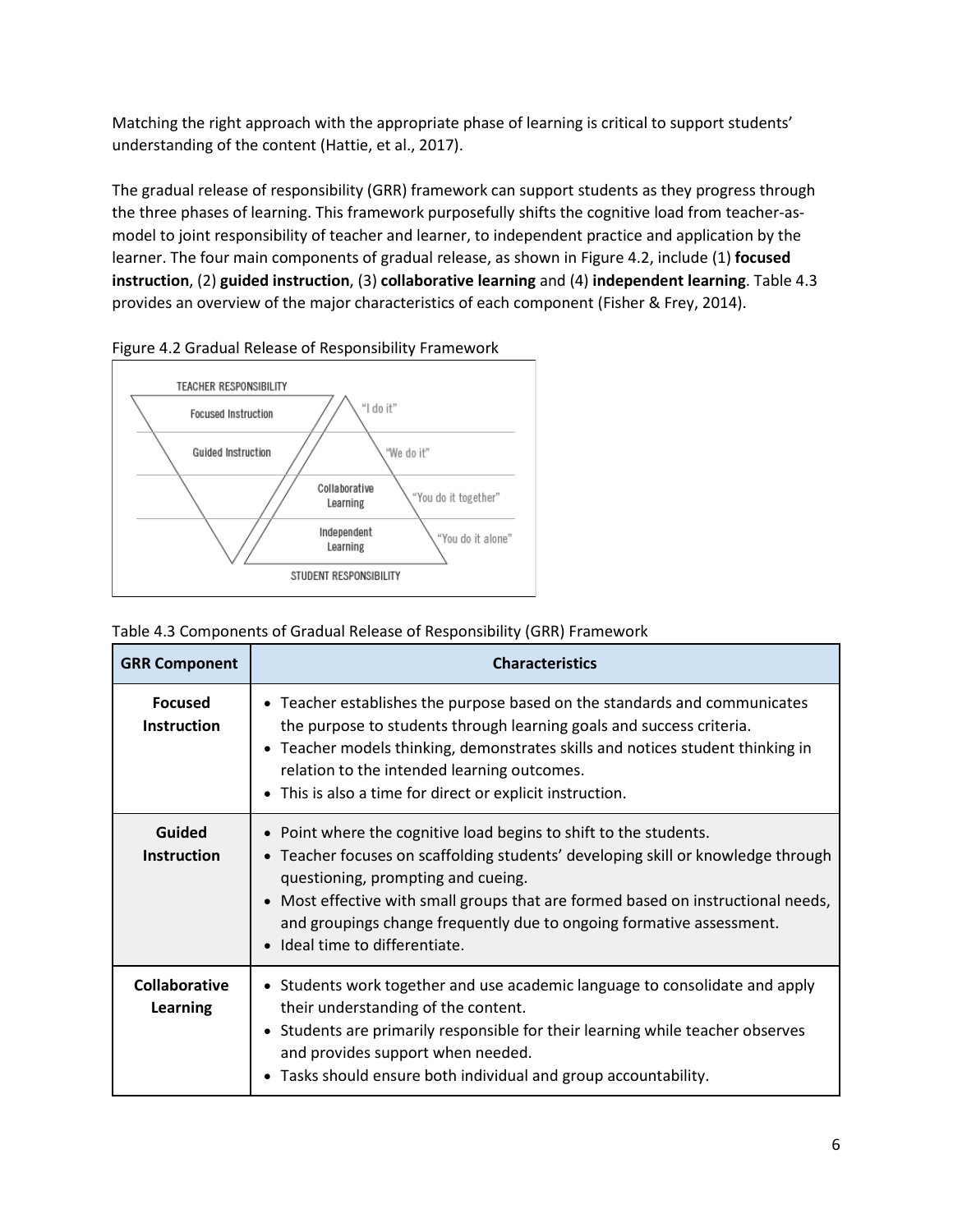Matching the right approach with the appropriate phase of learning is critical to support students' understanding of the content (Hattie, et al., 2017).

The gradual release of responsibility (GRR) framework can support students as they progress through the three phases of learning. This framework purposefully shifts the cognitive load from teacher-as-model to joint responsibility of teacher and learner, to independent practice and application by the learner. The four main components of gradual release, as shown in Figure 4.2, include (1) **focused instruction**, (2) **guided instruction**, (3) **collaborative learning** and (4) **independent learning**. Table 4.3 provides an overview of the major characteristics of each component (Fisher & Frey, 2014).

Figure 4.2 Gradual Release of Responsibility Framework

Table 4.3 Components of Gradual Release of Responsibility (GRR) Framework

| GRR Component | Characteristics |
|---|---|
| **Focused Instruction** | • Teacher establishes the purpose based on the standards and communicates the purpose to students through learning goals and success criteria.<br>• Teacher models thinking, demonstrates skills and notices student thinking in relation to the intended learning outcomes.<br>• This is also a time for direct or explicit instruction. |
| **Guided Instruction** | • Point where the cognitive load begins to shift to the students.<br>• Teacher focuses on scaffolding students' developing skill or knowledge through questioning, prompting and cueing.<br>• Most effective with small groups that are formed based on instructional needs, and groupings change frequently due to ongoing formative assessment.<br>• Ideal time to differentiate. |
| **Collaborative Learning** | • Students work together and use academic language to consolidate and apply their understanding of the content.<br>• Students are primarily responsible for their learning while teacher observes and provides support when needed.<br>• Tasks should ensure both individual and group accountability. |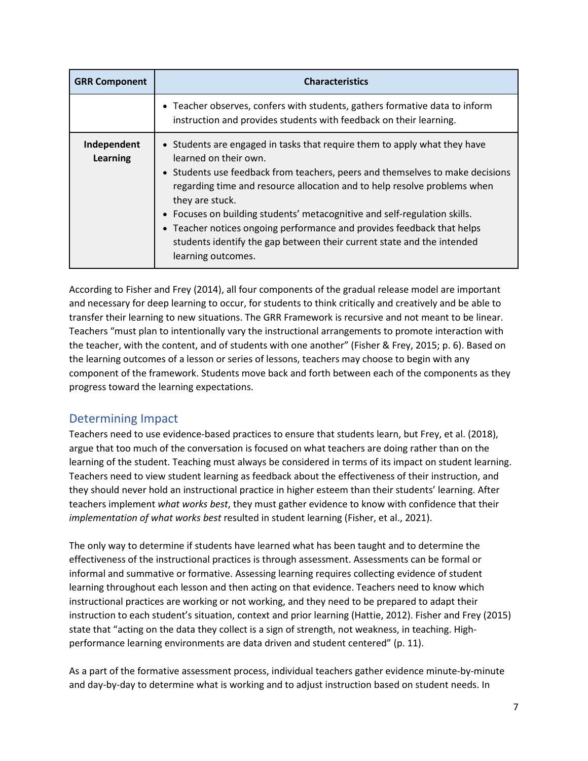| GRR Component | Characteristics |
| --- | --- |
| | • Teacher observes, confers with students, gathers formative data to inform instruction and provides students with feedback on their learning. |
| **Independent Learning** | • Students are engaged in tasks that require them to apply what they have learned on their own.<br>• Students use feedback from teachers, peers and themselves to make decisions regarding time and resource allocation and to help resolve problems when they are stuck.<br>• Focuses on building students' metacognitive and self-regulation skills.<br>• Teacher notices ongoing performance and provides feedback that helps students identify the gap between their current state and the intended learning outcomes. |

According to Fisher and Frey (2014), all four components of the gradual release model are important and necessary for deep learning to occur, for students to think critically and creatively and be able to transfer their learning to new situations. The GRR Framework is recursive and not meant to be linear. Teachers "must plan to intentionally vary the instructional arrangements to promote interaction with the teacher, with the content, and of students with one another" (Fisher & Frey, 2015; p. 6). Based on the learning outcomes of a lesson or series of lessons, teachers may choose to begin with any component of the framework. Students move back and forth between each of the components as they progress toward the learning expectations.

## Determining Impact

Teachers need to use evidence-based practices to ensure that students learn, but Frey, et al. (2018), argue that too much of the conversation is focused on what teachers are doing rather than on the learning of the student. Teaching must always be considered in terms of its impact on student learning. Teachers need to view student learning as feedback about the effectiveness of their instruction, and they should never hold an instructional practice in higher esteem than their students' learning. After teachers implement *what works best*, they must gather evidence to know with confidence that their *implementation of what works best* resulted in student learning (Fisher, et al., 2021).

The only way to determine if students have learned what has been taught and to determine the effectiveness of the instructional practices is through assessment. Assessments can be formal or informal and summative or formative. Assessing learning requires collecting evidence of student learning throughout each lesson and then acting on that evidence. Teachers need to know which instructional practices are working or not working, and they need to be prepared to adapt their instruction to each student's situation, context and prior learning (Hattie, 2012). Fisher and Frey (2015) state that "acting on the data they collect is a sign of strength, not weakness, in teaching. High-performance learning environments are data driven and student centered" (p. 11).

As a part of the formative assessment process, individual teachers gather evidence minute-by-minute and day-by-day to determine what is working and to adjust instruction based on student needs. In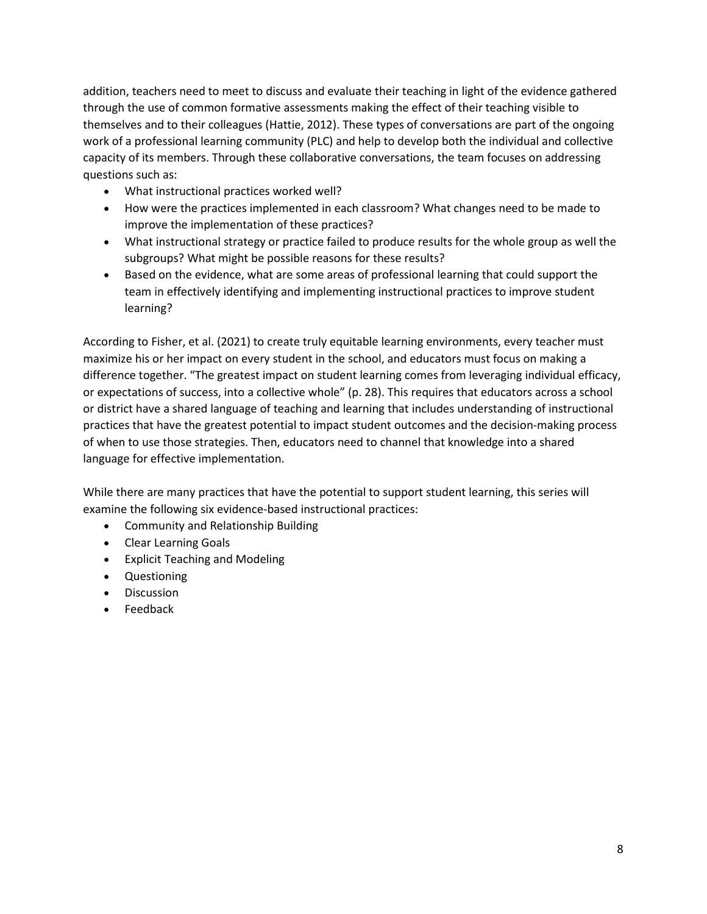addition, teachers need to meet to discuss and evaluate their teaching in light of the evidence gathered through the use of common formative assessments making the effect of their teaching visible to themselves and to their colleagues (Hattie, 2012). These types of conversations are part of the ongoing work of a professional learning community (PLC) and help to develop both the individual and collective capacity of its members. Through these collaborative conversations, the team focuses on addressing questions such as:

- What instructional practices worked well?
- How were the practices implemented in each classroom? What changes need to be made to improve the implementation of these practices?
- What instructional strategy or practice failed to produce results for the whole group as well the subgroups? What might be possible reasons for these results?
- Based on the evidence, what are some areas of professional learning that could support the team in effectively identifying and implementing instructional practices to improve student learning?

According to Fisher, et al. (2021) to create truly equitable learning environments, every teacher must maximize his or her impact on every student in the school, and educators must focus on making a difference together. "The greatest impact on student learning comes from leveraging individual efficacy, or expectations of success, into a collective whole" (p. 28). This requires that educators across a school or district have a shared language of teaching and learning that includes understanding of instructional practices that have the greatest potential to impact student outcomes and the decision-making process of when to use those strategies. Then, educators need to channel that knowledge into a shared language for effective implementation.

While there are many practices that have the potential to support student learning, this series will examine the following six evidence-based instructional practices:

- Community and Relationship Building
- Clear Learning Goals
- Explicit Teaching and Modeling
- Questioning
- Discussion
- Feedback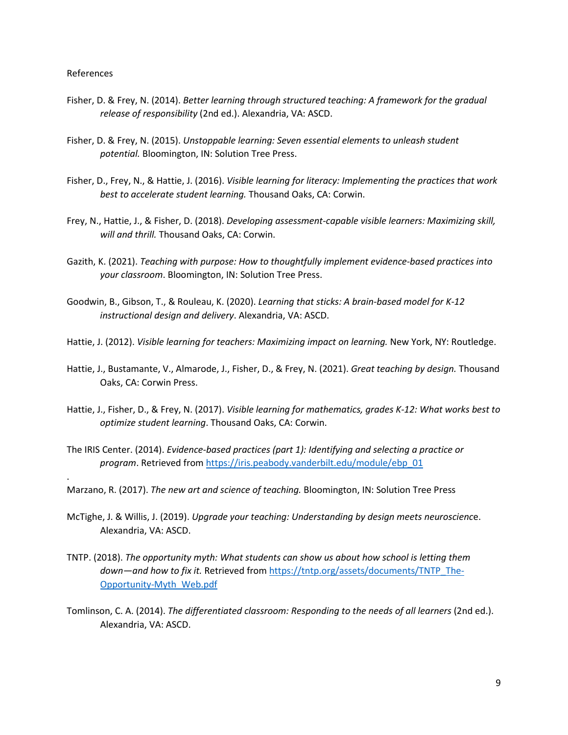References

Fisher, D. & Frey, N. (2014). *Better learning through structured teaching: A framework for the gradual release of responsibility* (2nd ed.). Alexandria, VA: ASCD.

Fisher, D. & Frey, N. (2015). *Unstoppable learning: Seven essential elements to unleash student potential.* Bloomington, IN: Solution Tree Press.

Fisher, D., Frey, N., & Hattie, J. (2016). *Visible learning for literacy: Implementing the practices that work best to accelerate student learning.* Thousand Oaks, CA: Corwin.

Frey, N., Hattie, J., & Fisher, D. (2018). *Developing assessment-capable visible learners: Maximizing skill, will and thrill.* Thousand Oaks, CA: Corwin.

Gazith, K. (2021). *Teaching with purpose: How to thoughtfully implement evidence-based practices into your classroom*. Bloomington, IN: Solution Tree Press.

Goodwin, B., Gibson, T., & Rouleau, K. (2020). *Learning that sticks: A brain-based model for K-12 instructional design and delivery*. Alexandria, VA: ASCD.

Hattie, J. (2012). *Visible learning for teachers: Maximizing impact on learning.* New York, NY: Routledge.

Hattie, J., Bustamante, V., Almarode, J., Fisher, D., & Frey, N. (2021). *Great teaching by design.* Thousand Oaks, CA: Corwin Press.

Hattie, J., Fisher, D., & Frey, N. (2017). *Visible learning for mathematics, grades K-12: What works best to optimize student learning*. Thousand Oaks, CA: Corwin.

The IRIS Center. (2014). *Evidence-based practices (part 1): Identifying and selecting a practice or program*. Retrieved from https://iris.peabody.vanderbilt.edu/module/ebp_01

.

Marzano, R. (2017). *The new art and science of teaching.* Bloomington, IN: Solution Tree Press

McTighe, J. & Willis, J. (2019). *Upgrade your teaching: Understanding by design meets neuroscience*. Alexandria, VA: ASCD.

TNTP. (2018). *The opportunity myth: What students can show us about how school is letting them down—and how to fix it.* Retrieved from https://tntp.org/assets/documents/TNTP_The-Opportunity-Myth_Web.pdf

Tomlinson, C. A. (2014). *The differentiated classroom: Responding to the needs of all learners* (2nd ed.). Alexandria, VA: ASCD.